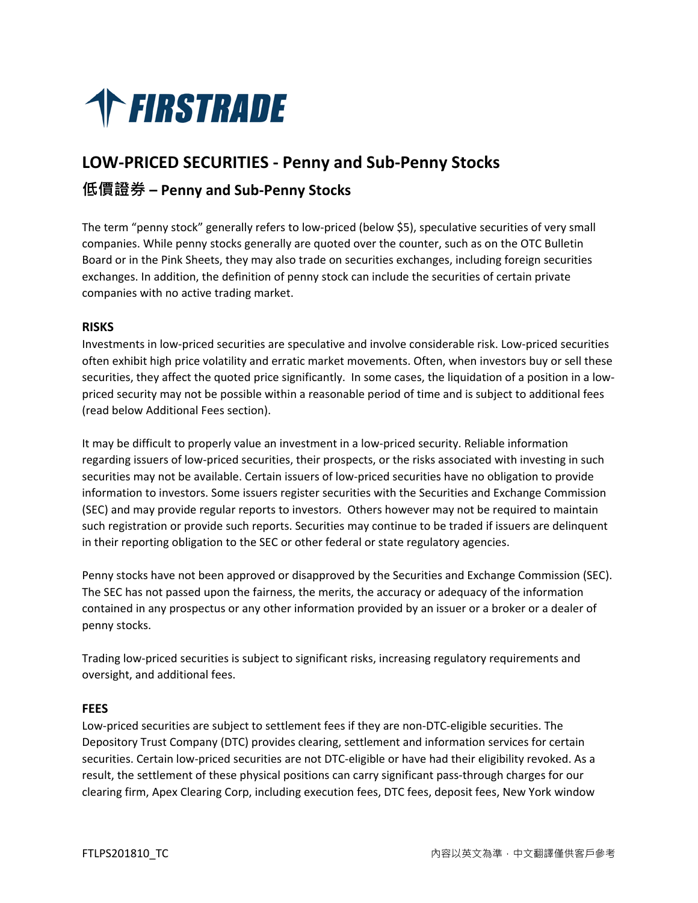# FIRSTRADE

## LOW-PRICED SECURITIES - Penny and Sub-Penny Stocks

## 低價證券 – Penny and Sub-Penny Stocks

The term "penny stock" generally refers to low-priced (below $5), speculative securities of very small companies. While penny stocks generally are quoted over the counter, such as on the OTC Bulletin Board or in the Pink Sheets, they may also trade on securities exchanges, including foreign securities exchanges. In addition, the definition of penny stock can include the securities of certain private companies with no active trading market.

### RISKS

Investments in low-priced securities are speculative and involve considerable risk. Low-priced securities often exhibit high price volatility and erratic market movements. Often, when investors buy or sell these securities, they affect the quoted price significantly. In some cases, the liquidation of a position in a low-priced security may not be possible within a reasonable period of time and is subject to additional fees (read below Additional Fees section).

It may be difficult to properly value an investment in a low-priced security. Reliable information regarding issuers of low-priced securities, their prospects, or the risks associated with investing in such securities may not be available. Certain issuers of low-priced securities have no obligation to provide information to investors. Some issuers register securities with the Securities and Exchange Commission (SEC) and may provide regular reports to investors. Others however may not be required to maintain such registration or provide such reports. Securities may continue to be traded if issuers are delinquent in their reporting obligation to the SEC or other federal or state regulatory agencies.

Penny stocks have not been approved or disapproved by the Securities and Exchange Commission (SEC). The SEC has not passed upon the fairness, the merits, the accuracy or adequacy of the information contained in any prospectus or any other information provided by an issuer or a broker or a dealer of penny stocks.

Trading low-priced securities is subject to significant risks, increasing regulatory requirements and oversight, and additional fees.

### FEES

Low-priced securities are subject to settlement fees if they are non-DTC-eligible securities. The Depository Trust Company (DTC) provides clearing, settlement and information services for certain securities. Certain low-priced securities are not DTC-eligible or have had their eligibility revoked. As a result, the settlement of these physical positions can carry significant pass-through charges for our clearing firm, Apex Clearing Corp, including execution fees, DTC fees, deposit fees, New York window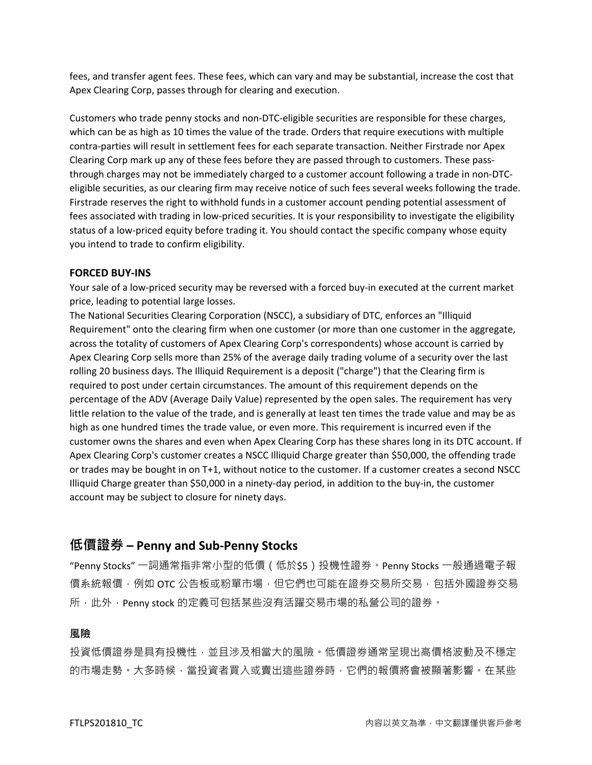fees, and transfer agent fees. These fees, which can vary and may be substantial, increase the cost that Apex Clearing Corp, passes through for clearing and execution.

Customers who trade penny stocks and non-DTC-eligible securities are responsible for these charges, which can be as high as 10 times the value of the trade. Orders that require executions with multiple contra-parties will result in settlement fees for each separate transaction. Neither Firstrade nor Apex Clearing Corp mark up any of these fees before they are passed through to customers. These pass-through charges may not be immediately charged to a customer account following a trade in non-DTC-eligible securities, as our clearing firm may receive notice of such fees several weeks following the trade. Firstrade reserves the right to withhold funds in a customer account pending potential assessment of fees associated with trading in low-priced securities. It is your responsibility to investigate the eligibility status of a low-priced equity before trading it. You should contact the specific company whose equity you intend to trade to confirm eligibility.

**FORCED BUY-INS**

Your sale of a low-priced security may be reversed with a forced buy-in executed at the current market price, leading to potential large losses.

The National Securities Clearing Corporation (NSCC), a subsidiary of DTC, enforces an "Illiquid Requirement" onto the clearing firm when one customer (or more than one customer in the aggregate, across the totality of customers of Apex Clearing Corp's correspondents) whose account is carried by Apex Clearing Corp sells more than 25% of the average daily trading volume of a security over the last rolling 20 business days. The Illiquid Requirement is a deposit ("charge") that the Clearing firm is required to post under certain circumstances. The amount of this requirement depends on the percentage of the ADV (Average Daily Value) represented by the open sales. The requirement has very little relation to the value of the trade, and is generally at least ten times the trade value and may be as high as one hundred times the trade value, or even more. This requirement is incurred even if the customer owns the shares and even when Apex Clearing Corp has these shares long in its DTC account. If Apex Clearing Corp's customer creates a NSCC Illiquid Charge greater than $50,000, the offending trade or trades may be bought in on T+1, without notice to the customer. If a customer creates a second NSCC Illiquid Charge greater than $50,000 in a ninety-day period, in addition to the buy-in, the customer account may be subject to closure for ninety days.

## 低價證券 – Penny and Sub-Penny Stocks

"Penny Stocks" 一詞通常指非常小型的低價（低於$5）投機性證券。Penny Stocks 一般通過電子報價系統報價，例如 OTC 公告板或粉單市場，但它們也可能在證券交易所交易，包括外國證券交易所，此外，Penny stock 的定義可包括某些沒有活躍交易市場的私營公司的證券。

**風險**

投資低價證券是具有投機性，並且涉及相當大的風險。低價證券通常呈現出高價格波動及不穩定的市場走勢。大多時候，當投資者買入或賣出這些證券時，它們的報價將會被顯著影響。在某些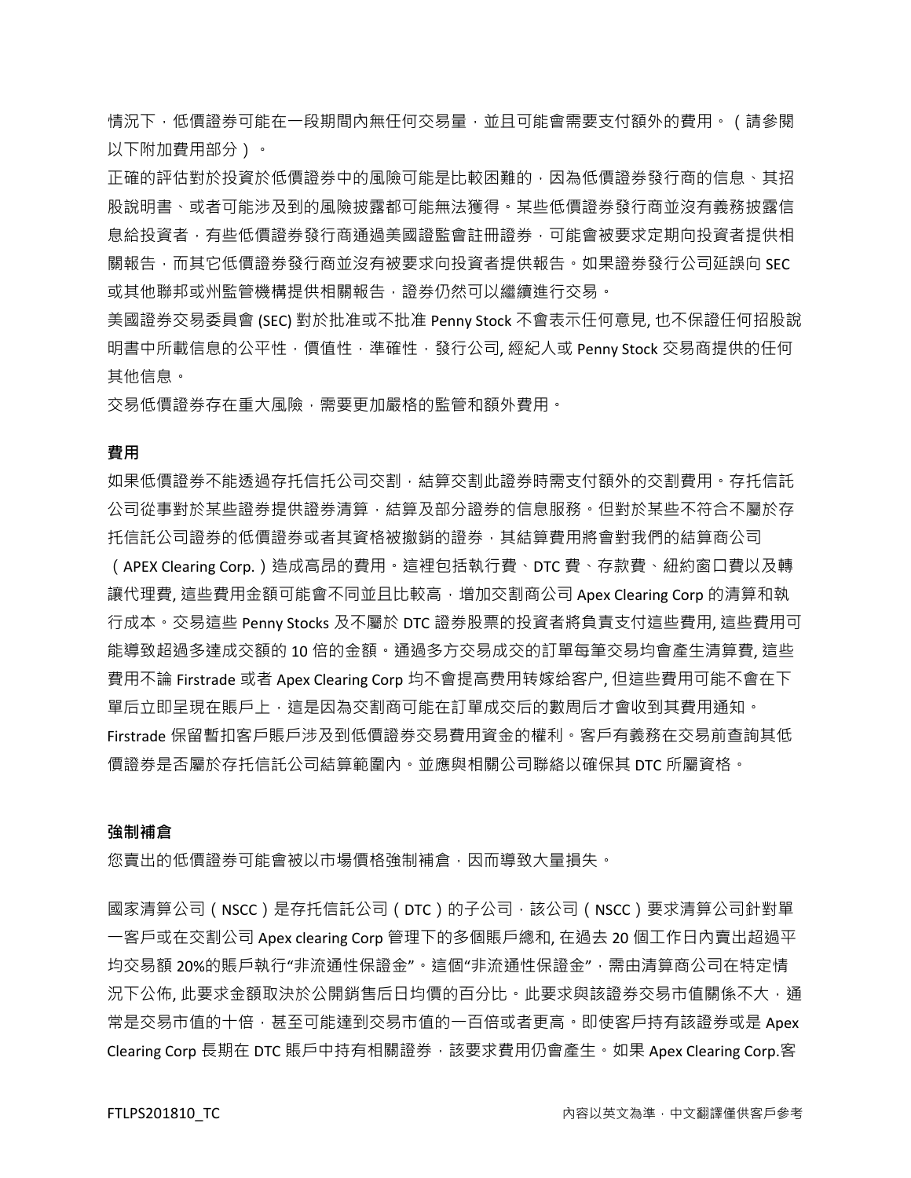情況下，低價證券可能在一段期間內無任何交易量，並且可能會需要支付額外的費用。（請參閱以下附加費用部分）。

正確的評估對於投資於低價證券中的風險可能是比較困難的，因為低價證券發行商的信息、其招股說明書、或者可能涉及到的風險披露都可能無法獲得。某些低價證券發行商並沒有義務披露信息給投資者，有些低價證券發行商通過美國證監會註冊證券，可能會被要求定期向投資者提供相關報告，而其它低價證券發行商並沒有被要求向投資者提供報告。如果證券發行公司延誤向 SEC 或其他聯邦或州監管機構提供相關報告，證券仍然可以繼續進行交易。

美國證券交易委員會 (SEC) 對於批准或不批准 Penny Stock 不會表示任何意見, 也不保證任何招股說明書中所載信息的公平性，價值性，準確性，發行公司, 經紀人或 Penny Stock 交易商提供的任何其他信息。

交易低價證券存在重大風險，需要更加嚴格的監管和額外費用。

**費用**

如果低價證券不能透過存托信托公司交割，結算交割此證券時需支付額外的交割費用。存托信託公司從事對於某些證券提供證券清算，結算及部分證券的信息服務。但對於某些不符合不屬於存托信託公司證券的低價證券或者其資格被撤銷的證券，其結算費用將會對我們的結算商公司（APEX Clearing Corp.）造成高昂的費用。這裡包括執行費、DTC 費、存款費、紐約窗口費以及轉讓代理費, 這些費用金額可能會不同並且比較高，增加交割商公司 Apex Clearing Corp 的清算和執行成本。交易這些 Penny Stocks 及不屬於 DTC 證券股票的投資者將負責支付這些費用, 這些費用可能導致超過多達成交額的 10 倍的金額。通過多方交易成交的訂單每筆交易均會產生清算費, 這些費用不論 Firstrade 或者 Apex Clearing Corp 均不會提高费用转嫁給客户, 但這些費用可能不會在下單后立即呈現在賬戶上，這是因為交割商可能在訂單成交后的數周后才會收到其費用通知。Firstrade 保留暫扣客戶賬戶涉及到低價證券交易費用資金的權利。客戶有義務在交易前查詢其低價證券是否屬於存托信託公司結算範圍內。並應與相關公司聯絡以確保其 DTC 所屬資格。

**強制補倉**

您賣出的低價證券可能會被以市場價格強制補倉，因而導致大量損失。

國家清算公司（NSCC）是存托信託公司（DTC）的子公司，該公司（NSCC）要求清算公司針對單一客戶或在交割公司 Apex clearing Corp 管理下的多個賬戶總和, 在過去 20 個工作日內賣出超過平均交易額 20%的賬戶執行"非流通性保證金"。這個"非流通性保證金"，需由清算商公司在特定情況下公佈, 此要求金額取決於公開銷售后日均價的百分比。此要求與該證券交易市值關係不大，通常是交易市值的十倍，甚至可能達到交易市值的一百倍或者更高。即使客戶持有該證券或是 Apex Clearing Corp 長期在 DTC 賬戶中持有相關證券，該要求費用仍會產生。如果 Apex Clearing Corp.客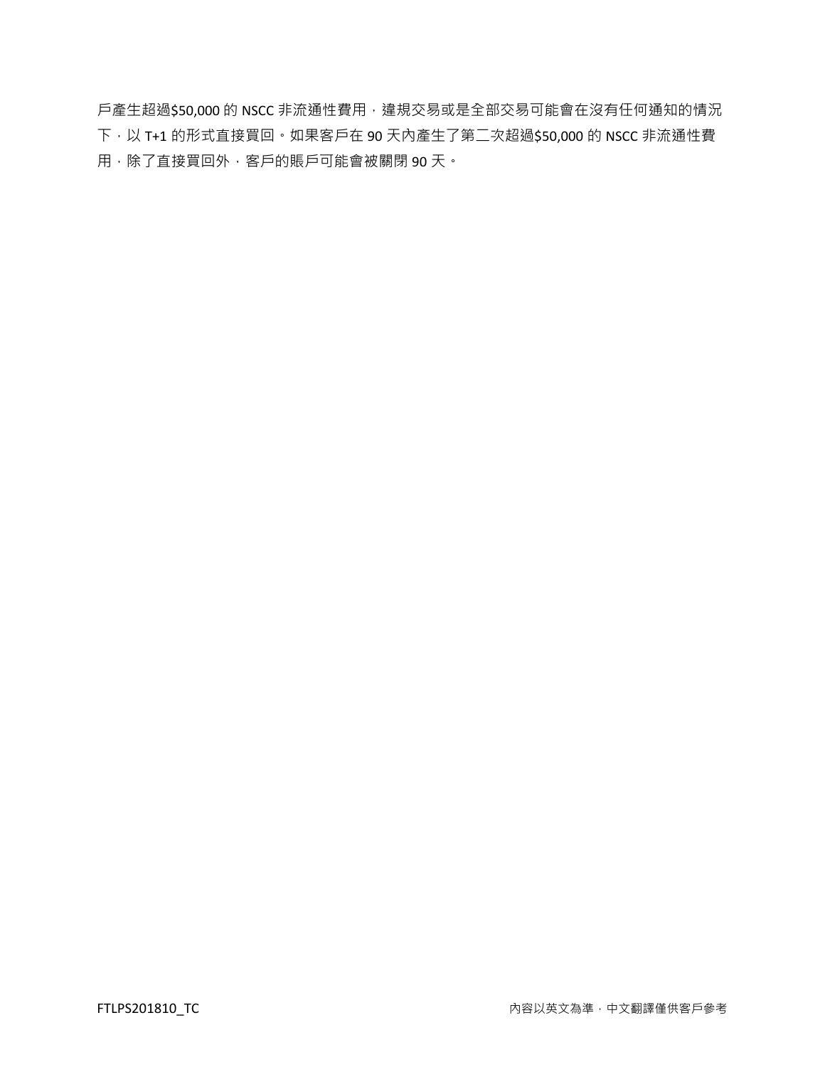戶產生超過$50,000 的 NSCC 非流通性費用，違規交易或是全部交易可能會在沒有任何通知的情況下，以 T+1 的形式直接買回。如果客戶在 90 天內產生了第二次超過$50,000 的 NSCC 非流通性費用，除了直接買回外，客戶的賬戶可能會被關閉 90 天。